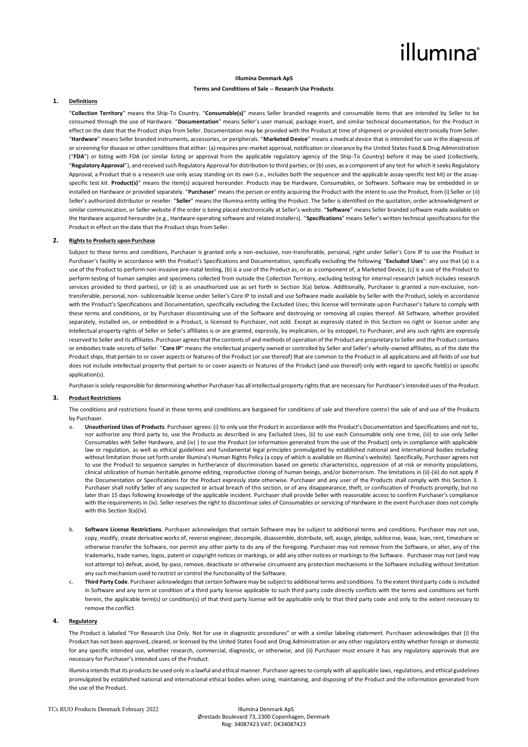# illumina®

**Illumina Denmark ApS**

**Terms and Conditions of Sale -- Research Use Products**

## 1. Definitions

"**Collection Territory**" means the Ship-To Country. "**Consumable(s)**" means Seller branded reagents and consumable items that are intended by Seller to be consumed through the use of Hardware. "**Documentation**" means Seller's user manual, package insert, and similar technical documentation, for the Product in effect on the date that the Product ships from Seller. Documentation may be provided with the Product at time of shipment or provided electronically from Seller. "**Hardware**" means Seller branded instruments, accessories, or peripherals. "**Marketed Device**" means a medical device that is intended for use in the diagnosis of or screening for disease or other conditions that either: (a) requires pre-market approval, notification or clearance by the United States Food & Drug Administration ("**FDA**") or listing with FDA (or similar listing or approval from the applicable regulatory agency of the Ship-To Country) before it may be used (collectively, "**Regulatory Approval**"), and received such Regulatory Approval for distribution to third parties; or (b) uses, as a component of any test for which it seeks Regulatory Approval, a Product that is a research use only assay standing on its own (i.e., includes both the sequencer and the applicable assay-specific test kit) or the assay-specific test kit. **Product(s)**" means the item(s) acquired hereunder. Products may be Hardware, Consumables, or Software. Software may be embedded in or installed on Hardware or provided separately. "**Purchaser**" means the person or entity acquiring the Product with the intent to use the Product, from (i) Seller or (ii) Seller's authorized distributor or reseller. "**Seller**" means the Illumina entity selling the Product. The Seller is identified on the quotation, order acknowledgment or similar communication, or Seller website if the order is being placed electronically at Seller's website. "**Software**" means Seller branded software made available on the Hardware acquired hereunder (e.g., Hardware operating software and related installers). "**Specifications**" means Seller's written technical specifications for the Product in effect on the date that the Product ships from Seller.

## 2. Rights to Products upon Purchase

Subject to these terms and conditions, Purchaser is granted only a non-exclusive, non-transferable, personal, right under Seller's Core IP to use the Product in Purchaser's facility in accordance with the Product's Specifications and Documentation, specifically excluding the following "**Excluded Uses**": any use that (a) is a use of the Product to perform non-invasive pre-natal testing, (b) is a use of the Product as, or as a component of, a Marketed Device, (c) is a use of the Product to perform testing of human samples and specimens collected from outside the Collection Territory, excluding testing for internal research (which includes research services provided to third parties), or (d) is an unauthorized use as set forth in Section 3(a) below. Additionally, Purchaser is granted a non-exclusive, non-transferable, personal, non- sublicensable license under Seller's Core IP to install and use Software made available by Seller with the Product, solely in accordance with the Product's Specifications and Documentation, specifically excluding the Excluded Uses; this license will terminate upon Purchaser's failure to comply with these terms and conditions, or by Purchaser discontinuing use of the Software and destroying or removing all copies thereof. All Software, whether provided separately, installed on, or embedded in a Product, is licensed to Purchaser, not sold. Except as expressly stated in this Section no right or license under any intellectual property rights of Seller or Seller's affiliates is or are granted, expressly, by implication, or by estoppel, to Purchaser, and any such rights are expressly reserved to Seller and its affiliates. Purchaser agrees that the contents of and methods of operation of the Product are proprietary to Seller and the Product contains or embodies trade secrets of Seller. "**Core IP**" means the intellectual property owned or controlled by Seller and Seller's wholly-owned affiliates, as of the date the Product ships, that pertain to or cover aspects or features of the Product (or use thereof) that are common to the Product in all applications and all fields of use but does not include intellectual property that pertain to or cover aspects or features of the Product (and use thereof) only with regard to specific field(s) or specific application(s).

Purchaser is solely responsible for determining whether Purchaser has all intellectual property rights that are necessary for Purchaser's intended uses of the Product.

## 3. Product Restrictions

The conditions and restrictions found in these terms and conditions are bargained for conditions of sale and therefore control the sale of and use of the Products by Purchaser.

a. **Unauthorized Uses of Products**. Purchaser agrees: (i) to only use the Product in accordance with the Product's Documentation and Specifications and not to, nor authorize any third party to, use the Products as described in any Excluded Uses, (ii) to use each Consumable only one time, (iii) to use only Seller Consumables with Seller Hardware, and (iv) ) to use the Product (or information generated from the use of the Product) only in compliance with applicable law or regulation, as well as ethical guidelines and fundamental legal principles promulgated by established national and international bodies including without limitation those set forth under Illumina's Human Rights Policy (a copy of which is available on Illumina's website). Specifically, Purchaser agrees not to use the Product to sequence samples in furtherance of discrimination based on genetic characteristics, oppression of at-risk or minority populations, clinical utilization of human heritable genome editing, reproductive cloning of human beings, and/or bioterrorism. The limitations in (ii)-(iii) do not apply if the Documentation or Specifications for the Product expressly state otherwise. Purchaser and any user of the Products shall comply with this Section 3. Purchaser shall notify Seller of any suspected or actual breach of this section, or of any disappearance, theft, or confiscation of Products promptly, but no later than 15 days following knowledge of the applicable incident. Purchaser shall provide Seller with reasonable access to confirm Purchaser's compliance with the requirements in (iv). Seller reserves the right to discontinue sales of Consumables or servicing of Hardware in the event Purchaser does not comply with this Section 3(a)(iv).

b. **Software License Restrictions**. Purchaser acknowledges that certain Software may be subject to additional terms and conditions. Purchaser may not use, copy, modify, create derivative works of, reverse engineer, decompile, disassemble, distribute, sell, assign, pledge, sublicense, lease, loan, rent, timeshare or otherwise transfer the Software, nor permit any other party to do any of the foregoing. Purchaser may not remove from the Software, or alter, any of the trademarks, trade names, logos, patent or copyright notices or markings, or add any other notices or markings to the Software. Purchaser may not (and may not attempt to) defeat, avoid, by-pass, remove, deactivate or otherwise circumvent any protection mechanisms in the Software including without limitation any such mechanism used to restrict or control the functionality of the Software.

c. **Third Party Code**. Purchaser acknowledges that certain Software may be subject to additional terms and conditions. To the extent third party code is included in Software and any term or condition of a third party license applicable to such third party code directly conflicts with the terms and conditions set forth herein, the applicable term(s) or condition(s) of that third party license will be applicable only to that third party code and only to the extent necessary to remove the conflict.

## 4. Regulatory

The Product is labeled "For Research Use Only. Not for use in diagnostic procedures" or with a similar labeling statement. Purchaser acknowledges that (i) the Product has not been approved, cleared, or licensed by the United States Food and Drug Administration or any other regulatory entity whether foreign or domestic for any specific intended use, whether research, commercial, diagnostic, or otherwise, and (ii) Purchaser must ensure it has any regulatory approvals that are necessary for Purchaser's intended uses of the Product.

Illumina intends that its products be used only in a lawful and ethical manner. Purchaser agrees to comply with all applicable laws, regulations, and ethical guidelines promulgated by established national and international ethical bodies when using, maintaining, and disposing of the Product and the information generated from the use of the Product.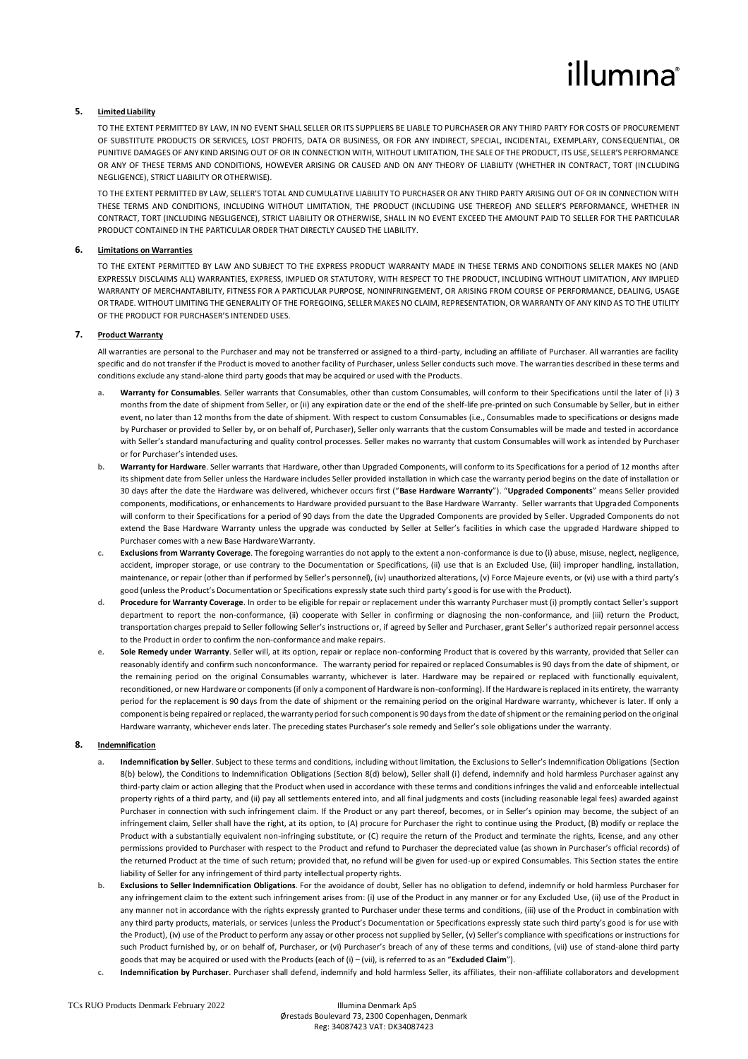## 5. Limited Liability

TO THE EXTENT PERMITTED BY LAW, IN NO EVENT SHALL SELLER OR ITS SUPPLIERS BE LIABLE TO PURCHASER OR ANY THIRD PARTY FOR COSTS OF PROCUREMENT OF SUBSTITUTE PRODUCTS OR SERVICES, LOST PROFITS, DATA OR BUSINESS, OR FOR ANY INDIRECT, SPECIAL, INCIDENTAL, EXEMPLARY, CONSEQUENTIAL, OR PUNITIVE DAMAGES OF ANY KIND ARISING OUT OF OR IN CONNECTION WITH, WITHOUT LIMITATION, THE SALE OF THE PRODUCT, ITS USE, SELLER'S PERFORMANCE OR ANY OF THESE TERMS AND CONDITIONS, HOWEVER ARISING OR CAUSED AND ON ANY THEORY OF LIABILITY (WHETHER IN CONTRACT, TORT (INCLUDING NEGLIGENCE), STRICT LIABILITY OR OTHERWISE).

TO THE EXTENT PERMITTED BY LAW, SELLER'S TOTAL AND CUMULATIVE LIABILITY TO PURCHASER OR ANY THIRD PARTY ARISING OUT OF OR IN CONNECTION WITH THESE TERMS AND CONDITIONS, INCLUDING WITHOUT LIMITATION, THE PRODUCT (INCLUDING USE THEREOF) AND SELLER'S PERFORMANCE, WHETHER IN CONTRACT, TORT (INCLUDING NEGLIGENCE), STRICT LIABILITY OR OTHERWISE, SHALL IN NO EVENT EXCEED THE AMOUNT PAID TO SELLER FOR THE PARTICULAR PRODUCT CONTAINED IN THE PARTICULAR ORDER THAT DIRECTLY CAUSED THE LIABILITY.

## 6. Limitations on Warranties

TO THE EXTENT PERMITTED BY LAW AND SUBJECT TO THE EXPRESS PRODUCT WARRANTY MADE IN THESE TERMS AND CONDITIONS SELLER MAKES NO (AND EXPRESSLY DISCLAIMS ALL) WARRANTIES, EXPRESS, IMPLIED OR STATUTORY, WITH RESPECT TO THE PRODUCT, INCLUDING WITHOUT LIMITATION, ANY IMPLIED WARRANTY OF MERCHANTABILITY, FITNESS FOR A PARTICULAR PURPOSE, NONINFRINGEMENT, OR ARISING FROM COURSE OF PERFORMANCE, DEALING, USAGE OR TRADE. WITHOUT LIMITING THE GENERALITY OF THE FOREGOING, SELLER MAKES NO CLAIM, REPRESENTATION, OR WARRANTY OF ANY KIND AS TO THE UTILITY OF THE PRODUCT FOR PURCHASER'S INTENDED USES.

## 7. Product Warranty

All warranties are personal to the Purchaser and may not be transferred or assigned to a third-party, including an affiliate of Purchaser. All warranties are facility specific and do not transfer if the Product is moved to another facility of Purchaser, unless Seller conducts such move. The warranties described in these terms and conditions exclude any stand-alone third party goods that may be acquired or used with the Products.

a. **Warranty for Consumables**. Seller warrants that Consumables, other than custom Consumables, will conform to their Specifications until the later of (i) 3 months from the date of shipment from Seller, or (ii) any expiration date or the end of the shelf-life pre-printed on such Consumable by Seller, but in either event, no later than 12 months from the date of shipment. With respect to custom Consumables (i.e., Consumables made to specifications or designs made by Purchaser or provided to Seller by, or on behalf of, Purchaser), Seller only warrants that the custom Consumables will be made and tested in accordance with Seller's standard manufacturing and quality control processes. Seller makes no warranty that custom Consumables will work as intended by Purchaser or for Purchaser's intended uses.

b. **Warranty for Hardware**. Seller warrants that Hardware, other than Upgraded Components, will conform to its Specifications for a period of 12 months after its shipment date from Seller unless the Hardware includes Seller provided installation in which case the warranty period begins on the date of installation or 30 days after the date the Hardware was delivered, whichever occurs first ("**Base Hardware Warranty**"). "**Upgraded Components**" means Seller provided components, modifications, or enhancements to Hardware provided pursuant to the Base Hardware Warranty. Seller warrants that Upgraded Components will conform to their Specifications for a period of 90 days from the date the Upgraded Components are provided by Seller. Upgraded Components do not extend the Base Hardware Warranty unless the upgrade was conducted by Seller at Seller's facilities in which case the upgraded Hardware shipped to Purchaser comes with a new Base Hardware Warranty.

c. **Exclusions from Warranty Coverage**. The foregoing warranties do not apply to the extent a non-conformance is due to (i) abuse, misuse, neglect, negligence, accident, improper storage, or use contrary to the Documentation or Specifications, (ii) use that is an Excluded Use, (iii) improper handling, installation, maintenance, or repair (other than if performed by Seller's personnel), (iv) unauthorized alterations, (v) Force Majeure events, or (vi) use with a third party's good (unless the Product's Documentation or Specifications expressly state such third party's good is for use with the Product).

d. **Procedure for Warranty Coverage**. In order to be eligible for repair or replacement under this warranty Purchaser must (i) promptly contact Seller's support department to report the non-conformance, (ii) cooperate with Seller in confirming or diagnosing the non-conformance, and (iii) return the Product, transportation charges prepaid to Seller following Seller's instructions or, if agreed by Seller and Purchaser, grant Seller's authorized repair personnel access to the Product in order to confirm the non-conformance and make repairs.

e. **Sole Remedy under Warranty**. Seller will, at its option, repair or replace non-conforming Product that is covered by this warranty, provided that Seller can reasonably identify and confirm such nonconformance. The warranty period for repaired or replaced Consumables is 90 days from the date of shipment, or the remaining period on the original Consumables warranty, whichever is later. Hardware may be repaired or replaced with functionally equivalent, reconditioned, or new Hardware or components (if only a component of Hardware is non-conforming). If the Hardware is replaced in its entirety, the warranty period for the replacement is 90 days from the date of shipment or the remaining period on the original Hardware warranty, whichever is later. If only a component is being repaired or replaced, the warranty period for such component is 90 days from the date of shipment or the remaining period on the original Hardware warranty, whichever ends later. The preceding states Purchaser's sole remedy and Seller's sole obligations under the warranty.

## 8. Indemnification

a. **Indemnification by Seller**. Subject to these terms and conditions, including without limitation, the Exclusions to Seller's Indemnification Obligations (Section 8(b) below), the Conditions to Indemnification Obligations (Section 8(d) below), Seller shall (i) defend, indemnify and hold harmless Purchaser against any third-party claim or action alleging that the Product when used in accordance with these terms and conditions infringes the valid and enforceable intellectual property rights of a third party, and (ii) pay all settlements entered into, and all final judgments and costs (including reasonable legal fees) awarded against Purchaser in connection with such infringement claim. If the Product or any part thereof, becomes, or in Seller's opinion may become, the subject of an infringement claim, Seller shall have the right, at its option, to (A) procure for Purchaser the right to continue using the Product, (B) modify or replace the Product with a substantially equivalent non-infringing substitute, or (C) require the return of the Product and terminate the rights, license, and any other permissions provided to Purchaser with respect to the Product and refund to Purchaser the depreciated value (as shown in Purchaser's official records) of the returned Product at the time of such return; provided that, no refund will be given for used-up or expired Consumables. This Section states the entire liability of Seller for any infringement of third party intellectual property rights.

b. **Exclusions to Seller Indemnification Obligations**. For the avoidance of doubt, Seller has no obligation to defend, indemnify or hold harmless Purchaser for any infringement claim to the extent such infringement arises from: (i) use of the Product in any manner or for any Excluded Use, (ii) use of the Product in any manner not in accordance with the rights expressly granted to Purchaser under these terms and conditions, (iii) use of the Product in combination with any third party products, materials, or services (unless the Product's Documentation or Specifications expressly state such third party's good is for use with the Product), (iv) use of the Product to perform any assay or other process not supplied by Seller, (v) Seller's compliance with specifications or instructions for such Product furnished by, or on behalf of, Purchaser, or (vi) Purchaser's breach of any of these terms and conditions, (vii) use of stand-alone third party goods that may be acquired or used with the Products (each of (i) – (vii), is referred to as an "**Excluded Claim**").

c. **Indemnification by Purchaser**. Purchaser shall defend, indemnify and hold harmless Seller, its affiliates, their non-affiliate collaborators and development

TCs RUO Products Denmark February 2022

Illumina Denmark ApS
Ørestads Boulevard 73, 2300 Copenhagen, Denmark
Reg: 34087423 VAT: DK34087423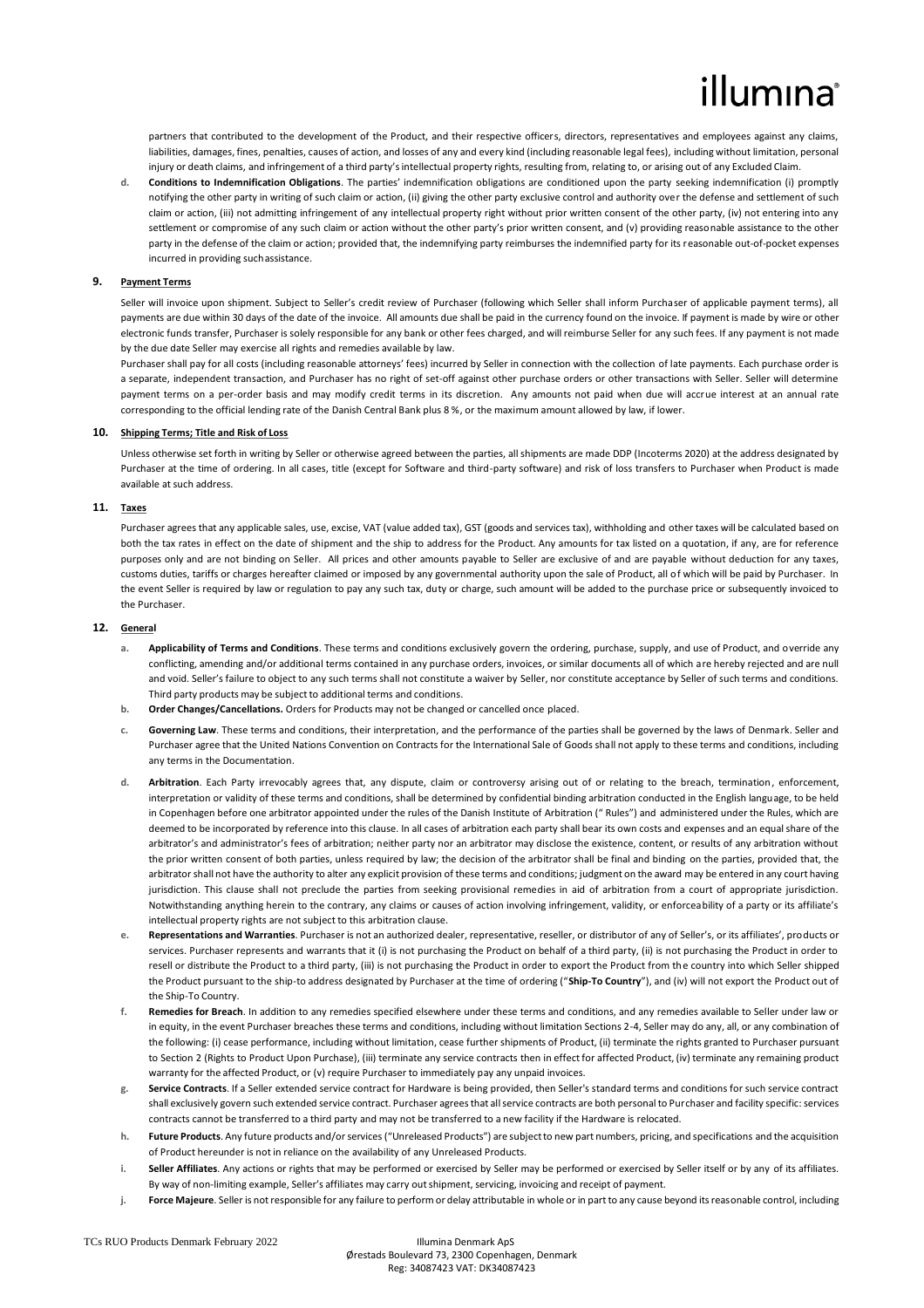partners that contributed to the development of the Product, and their respective officers, directors, representatives and employees against any claims, liabilities, damages, fines, penalties, causes of action, and losses of any and every kind (including reasonable legal fees), including without limitation, personal injury or death claims, and infringement of a third party's intellectual property rights, resulting from, relating to, or arising out of any Excluded Claim.

d. **Conditions to Indemnification Obligations**. The parties' indemnification obligations are conditioned upon the party seeking indemnification (i) promptly notifying the other party in writing of such claim or action, (ii) giving the other party exclusive control and authority over the defense and settlement of such claim or action, (iii) not admitting infringement of any intellectual property right without prior written consent of the other party, (iv) not entering into any settlement or compromise of any such claim or action without the other party's prior written consent, and (v) providing reasonable assistance to the other party in the defense of the claim or action; provided that, the indemnifying party reimburses the indemnified party for its reasonable out-of-pocket expenses incurred in providing such assistance.

## 9. Payment Terms

Seller will invoice upon shipment. Subject to Seller's credit review of Purchaser (following which Seller shall inform Purchaser of applicable payment terms), all payments are due within 30 days of the date of the invoice. All amounts due shall be paid in the currency found on the invoice. If payment is made by wire or other electronic funds transfer, Purchaser is solely responsible for any bank or other fees charged, and will reimburse Seller for any such fees. If any payment is not made by the due date Seller may exercise all rights and remedies available by law.

Purchaser shall pay for all costs (including reasonable attorneys' fees) incurred by Seller in connection with the collection of late payments. Each purchase order is a separate, independent transaction, and Purchaser has no right of set-off against other purchase orders or other transactions with Seller. Seller will determine payment terms on a per-order basis and may modify credit terms in its discretion. Any amounts not paid when due will accrue interest at an annual rate corresponding to the official lending rate of the Danish Central Bank plus 8 %, or the maximum amount allowed by law, if lower.

## 10. Shipping Terms; Title and Risk of Loss

Unless otherwise set forth in writing by Seller or otherwise agreed between the parties, all shipments are made DDP (Incoterms 2020) at the address designated by Purchaser at the time of ordering. In all cases, title (except for Software and third-party software) and risk of loss transfers to Purchaser when Product is made available at such address.

## 11. Taxes

Purchaser agrees that any applicable sales, use, excise, VAT (value added tax), GST (goods and services tax), withholding and other taxes will be calculated based on both the tax rates in effect on the date of shipment and the ship to address for the Product. Any amounts for tax listed on a quotation, if any, are for reference purposes only and are not binding on Seller. All prices and other amounts payable to Seller are exclusive of and are payable without deduction for any taxes, customs duties, tariffs or charges hereafter claimed or imposed by any governmental authority upon the sale of Product, all of which will be paid by Purchaser. In the event Seller is required by law or regulation to pay any such tax, duty or charge, such amount will be added to the purchase price or subsequently invoiced to the Purchaser.

## 12. General

a. **Applicability of Terms and Conditions**. These terms and conditions exclusively govern the ordering, purchase, supply, and use of Product, and override any conflicting, amending and/or additional terms contained in any purchase orders, invoices, or similar documents all of which are hereby rejected and are null and void. Seller's failure to object to any such terms shall not constitute a waiver by Seller, nor constitute acceptance by Seller of such terms and conditions. Third party products may be subject to additional terms and conditions.

b. **Order Changes/Cancellations.** Orders for Products may not be changed or cancelled once placed.

c. **Governing Law**. These terms and conditions, their interpretation, and the performance of the parties shall be governed by the laws of Denmark. Seller and Purchaser agree that the United Nations Convention on Contracts for the International Sale of Goods shall not apply to these terms and conditions, including any terms in the Documentation.

d. **Arbitration**. Each Party irrevocably agrees that, any dispute, claim or controversy arising out of or relating to the breach, termination, enforcement, interpretation or validity of these terms and conditions, shall be determined by confidential binding arbitration conducted in the English language, to be held in Copenhagen before one arbitrator appointed under the rules of the Danish Institute of Arbitration (" Rules") and administered under the Rules, which are deemed to be incorporated by reference into this clause. In all cases of arbitration each party shall bear its own costs and expenses and an equal share of the arbitrator's and administrator's fees of arbitration; neither party nor an arbitrator may disclose the existence, content, or results of any arbitration without the prior written consent of both parties, unless required by law; the decision of the arbitrator shall be final and binding on the parties, provided that, the arbitrator shall not have the authority to alter any explicit provision of these terms and conditions; judgment on the award may be entered in any court having jurisdiction. This clause shall not preclude the parties from seeking provisional remedies in aid of arbitration from a court of appropriate jurisdiction. Notwithstanding anything herein to the contrary, any claims or causes of action involving infringement, validity, or enforceability of a party or its affiliate's intellectual property rights are not subject to this arbitration clause.

e. **Representations and Warranties**. Purchaser is not an authorized dealer, representative, reseller, or distributor of any of Seller's, or its affiliates', products or services. Purchaser represents and warrants that it (i) is not purchasing the Product on behalf of a third party, (ii) is not purchasing the Product in order to resell or distribute the Product to a third party, (iii) is not purchasing the Product in order to export the Product from the country into which Seller shipped the Product pursuant to the ship-to address designated by Purchaser at the time of ordering ("**Ship-To Country**"), and (iv) will not export the Product out of the Ship-To Country.

f. **Remedies for Breach**. In addition to any remedies specified elsewhere under these terms and conditions, and any remedies available to Seller under law or in equity, in the event Purchaser breaches these terms and conditions, including without limitation Sections 2-4, Seller may do any, all, or any combination of the following: (i) cease performance, including without limitation, cease further shipments of Product, (ii) terminate the rights granted to Purchaser pursuant to Section 2 (Rights to Product Upon Purchase), (iii) terminate any service contracts then in effect for affected Product, (iv) terminate any remaining product warranty for the affected Product, or (v) require Purchaser to immediately pay any unpaid invoices.

g. **Service Contracts**. If a Seller extended service contract for Hardware is being provided, then Seller's standard terms and conditions for such service contract shall exclusively govern such extended service contract. Purchaser agrees that all service contracts are both personal to Purchaser and facility specific: services contracts cannot be transferred to a third party and may not be transferred to a new facility if the Hardware is relocated.

h. **Future Products**. Any future products and/or services ("Unreleased Products") are subject to new part numbers, pricing, and specifications and the acquisition of Product hereunder is not in reliance on the availability of any Unreleased Products.

i. **Seller Affiliates**. Any actions or rights that may be performed or exercised by Seller may be performed or exercised by Seller itself or by any of its affiliates. By way of non-limiting example, Seller's affiliates may carry out shipment, servicing, invoicing and receipt of payment.

j. **Force Majeure**. Seller is not responsible for any failure to perform or delay attributable in whole or in part to any cause beyond its reasonable control, including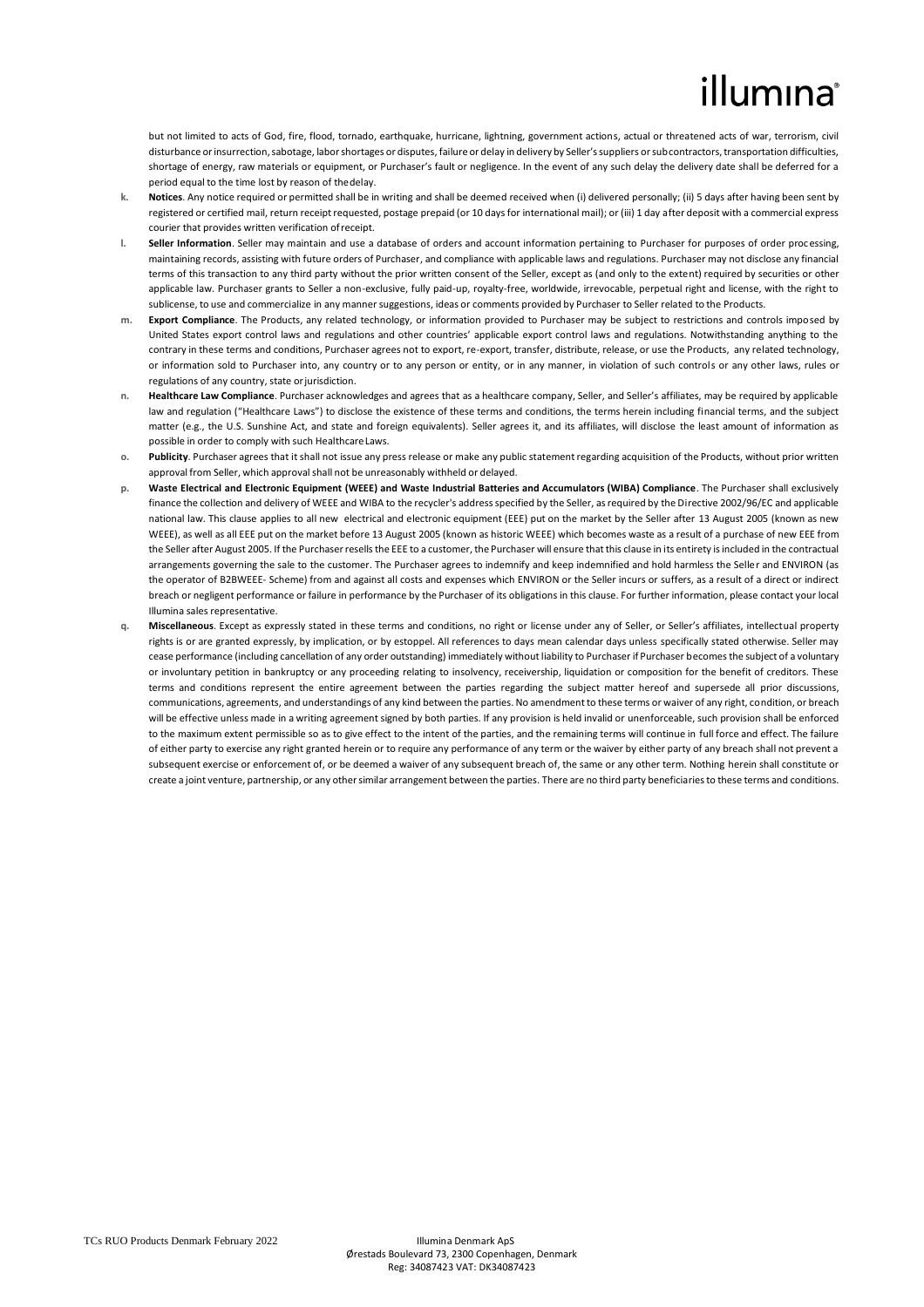but not limited to acts of God, fire, flood, tornado, earthquake, hurricane, lightning, government actions, actual or threatened acts of war, terrorism, civil disturbance or insurrection, sabotage, labor shortages or disputes, failure or delay in delivery by Seller's suppliers or subcontractors, transportation difficulties, shortage of energy, raw materials or equipment, or Purchaser's fault or negligence. In the event of any such delay the delivery date shall be deferred for a period equal to the time lost by reason of the delay.

k. **Notices**. Any notice required or permitted shall be in writing and shall be deemed received when (i) delivered personally; (ii) 5 days after having been sent by registered or certified mail, return receipt requested, postage prepaid (or 10 days for international mail); or (iii) 1 day after deposit with a commercial express courier that provides written verification of receipt.

l. **Seller Information**. Seller may maintain and use a database of orders and account information pertaining to Purchaser for purposes of order processing, maintaining records, assisting with future orders of Purchaser, and compliance with applicable laws and regulations. Purchaser may not disclose any financial terms of this transaction to any third party without the prior written consent of the Seller, except as (and only to the extent) required by securities or other applicable law. Purchaser grants to Seller a non-exclusive, fully paid-up, royalty-free, worldwide, irrevocable, perpetual right and license, with the right to sublicense, to use and commercialize in any manner suggestions, ideas or comments provided by Purchaser to Seller related to the Products.

m. **Export Compliance**. The Products, any related technology, or information provided to Purchaser may be subject to restrictions and controls imposed by United States export control laws and regulations and other countries' applicable export control laws and regulations. Notwithstanding anything to the contrary in these terms and conditions, Purchaser agrees not to export, re-export, transfer, distribute, release, or use the Products, any related technology, or information sold to Purchaser into, any country or to any person or entity, or in any manner, in violation of such controls or any other laws, rules or regulations of any country, state or jurisdiction.

n. **Healthcare Law Compliance**. Purchaser acknowledges and agrees that as a healthcare company, Seller, and Seller's affiliates, may be required by applicable law and regulation ("Healthcare Laws") to disclose the existence of these terms and conditions, the terms herein including financial terms, and the subject matter (e.g., the U.S. Sunshine Act, and state and foreign equivalents). Seller agrees it, and its affiliates, will disclose the least amount of information as possible in order to comply with such Healthcare Laws.

o. **Publicity**. Purchaser agrees that it shall not issue any press release or make any public statement regarding acquisition of the Products, without prior written approval from Seller, which approval shall not be unreasonably withheld or delayed.

p. **Waste Electrical and Electronic Equipment (WEEE) and Waste Industrial Batteries and Accumulators (WIBA) Compliance**. The Purchaser shall exclusively finance the collection and delivery of WEEE and WIBA to the recycler's address specified by the Seller, as required by the Directive 2002/96/EC and applicable national law. This clause applies to all new electrical and electronic equipment (EEE) put on the market by the Seller after 13 August 2005 (known as new WEEE), as well as all EEE put on the market before 13 August 2005 (known as historic WEEE) which becomes waste as a result of a purchase of new EEE from the Seller after August 2005. If the Purchaser resells the EEE to a customer, the Purchaser will ensure that this clause in its entirety is included in the contractual arrangements governing the sale to the customer. The Purchaser agrees to indemnify and keep indemnified and hold harmless the Seller and ENVIRON (as the operator of B2BWEEE- Scheme) from and against all costs and expenses which ENVIRON or the Seller incurs or suffers, as a result of a direct or indirect breach or negligent performance or failure in performance by the Purchaser of its obligations in this clause. For further information, please contact your local Illumina sales representative.

q. **Miscellaneous**. Except as expressly stated in these terms and conditions, no right or license under any of Seller, or Seller's affiliates, intellectual property rights is or are granted expressly, by implication, or by estoppel. All references to days mean calendar days unless specifically stated otherwise. Seller may cease performance (including cancellation of any order outstanding) immediately without liability to Purchaser if Purchaser becomes the subject of a voluntary or involuntary petition in bankruptcy or any proceeding relating to insolvency, receivership, liquidation or composition for the benefit of creditors. These terms and conditions represent the entire agreement between the parties regarding the subject matter hereof and supersede all prior discussions, communications, agreements, and understandings of any kind between the parties. No amendment to these terms or waiver of any right, condition, or breach will be effective unless made in a writing agreement signed by both parties. If any provision is held invalid or unenforceable, such provision shall be enforced to the maximum extent permissible so as to give effect to the intent of the parties, and the remaining terms will continue in full force and effect. The failure of either party to exercise any right granted herein or to require any performance of any term or the waiver by either party of any breach shall not prevent a subsequent exercise or enforcement of, or be deemed a waiver of any subsequent breach of, the same or any other term. Nothing herein shall constitute or create a joint venture, partnership, or any other similar arrangement between the parties. There are no third party beneficiaries to these terms and conditions.